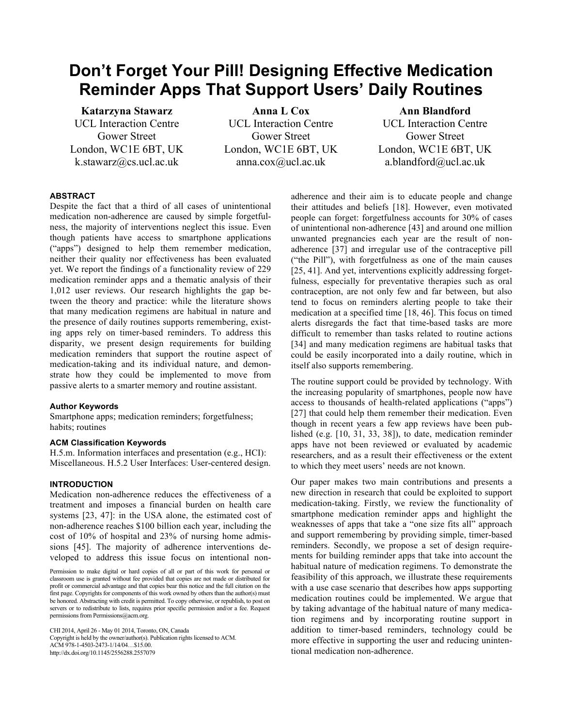# Don't Forget Your Pill! Designing Effective Medication Reminder Apps That Support Users' Daily Routines

**Katarzyna Stawarz**
UCL Interaction Centre
Gower Street
London, WC1E 6BT, UK
k.stawarz@cs.ucl.ac.uk

**Anna L Cox**
UCL Interaction Centre
Gower Street
London, WC1E 6BT, UK
anna.cox@ucl.ac.uk

**Ann Blandford**
UCL Interaction Centre
Gower Street
London, WC1E 6BT, UK
a.blandford@ucl.ac.uk

#### ABSTRACT

Despite the fact that a third of all cases of unintentional medication non-adherence are caused by simple forgetfulness, the majority of interventions neglect this issue. Even though patients have access to smartphone applications ("apps") designed to help them remember medication, neither their quality nor effectiveness has been evaluated yet. We report the findings of a functionality review of 229 medication reminder apps and a thematic analysis of their 1,012 user reviews. Our research highlights the gap between the theory and practice: while the literature shows that many medication regimens are habitual in nature and the presence of daily routines supports remembering, existing apps rely on timer-based reminders. To address this disparity, we present design requirements for building medication reminders that support the routine aspect of medication-taking and its individual nature, and demonstrate how they could be implemented to move from passive alerts to a smarter memory and routine assistant.

#### Author Keywords

Smartphone apps; medication reminders; forgetfulness; habits; routines

#### ACM Classification Keywords

H.5.m. Information interfaces and presentation (e.g., HCI): Miscellaneous. H.5.2 User Interfaces: User-centered design.

#### INTRODUCTION

Medication non-adherence reduces the effectiveness of a treatment and imposes a financial burden on health care systems [23, 47]: in the USA alone, the estimated cost of non-adherence reaches $100 billion each year, including the cost of 10% of hospital and 23% of nursing home admissions [45]. The majority of adherence interventions developed to address this issue focus on intentional non-adherence and their aim is to educate people and change their attitudes and beliefs [18]. However, even motivated people can forget: forgetfulness accounts for 30% of cases of unintentional non-adherence [43] and around one million unwanted pregnancies each year are the result of non-adherence [37] and irregular use of the contraceptive pill ("the Pill"), with forgetfulness as one of the main causes [25, 41]. And yet, interventions explicitly addressing forgetfulness, especially for preventative therapies such as oral contraception, are not only few and far between, but also tend to focus on reminders alerting people to take their medication at a specified time [18, 46]. This focus on timed alerts disregards the fact that time-based tasks are more difficult to remember than tasks related to routine actions [34] and many medication regimens are habitual tasks that could be easily incorporated into a daily routine, which in itself also supports remembering.

The routine support could be provided by technology. With the increasing popularity of smartphones, people now have access to thousands of health-related applications ("apps") [27] that could help them remember their medication. Even though in recent years a few app reviews have been published (e.g. [10, 31, 33, 38]), to date, medication reminder apps have not been reviewed or evaluated by academic researchers, and as a result their effectiveness or the extent to which they meet users' needs are not known.

Our paper makes two main contributions and presents a new direction in research that could be exploited to support medication-taking. Firstly, we review the functionality of smartphone medication reminder apps and highlight the weaknesses of apps that take a "one size fits all" approach and support remembering by providing simple, timer-based reminders. Secondly, we propose a set of design requirements for building reminder apps that take into account the habitual nature of medication regimens. To demonstrate the feasibility of this approach, we illustrate these requirements with a use case scenario that describes how apps supporting medication routines could be implemented. We argue that by taking advantage of the habitual nature of many medication regimens and by incorporating routine support in addition to timer-based reminders, technology could be more effective in supporting the user and reducing unintentional medication non-adherence.

Permission to make digital or hard copies of all or part of this work for personal or classroom use is granted without fee provided that copies are not made or distributed for profit or commercial advantage and that copies bear this notice and the full citation on the first page. Copyrights for components of this work owned by others than the author(s) must be honored. Abstracting with credit is permitted. To copy otherwise, or republish, to post on servers or to redistribute to lists, requires prior specific permission and/or a fee. Request permissions from Permissions@acm.org.

CHI 2014, April 26 - May 01 2014, Toronto, ON, Canada
Copyright is held by the owner/author(s). Publication rights licensed to ACM.
ACM 978-1-4503-2473-1/14/04…$15.00.
http://dx.doi.org/10.1145/2556288.2557079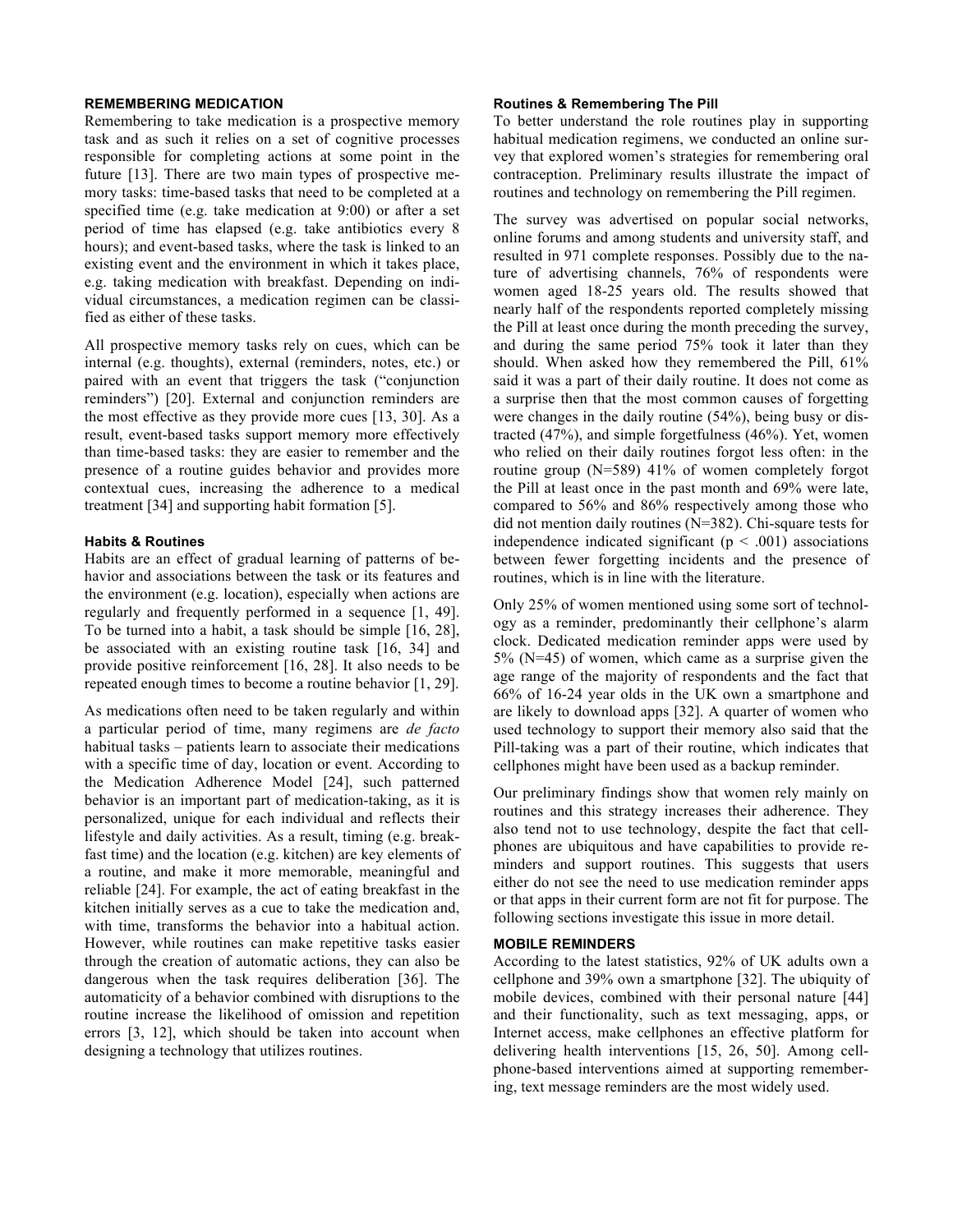## REMEMBERING MEDICATION

Remembering to take medication is a prospective memory task and as such it relies on a set of cognitive processes responsible for completing actions at some point in the future [13]. There are two main types of prospective memory tasks: time-based tasks that need to be completed at a specified time (e.g. take medication at 9:00) or after a set period of time has elapsed (e.g. take antibiotics every 8 hours); and event-based tasks, where the task is linked to an existing event and the environment in which it takes place, e.g. taking medication with breakfast. Depending on individual circumstances, a medication regimen can be classified as either of these tasks.

All prospective memory tasks rely on cues, which can be internal (e.g. thoughts), external (reminders, notes, etc.) or paired with an event that triggers the task ("conjunction reminders") [20]. External and conjunction reminders are the most effective as they provide more cues [13, 30]. As a result, event-based tasks support memory more effectively than time-based tasks: they are easier to remember and the presence of a routine guides behavior and provides more contextual cues, increasing the adherence to a medical treatment [34] and supporting habit formation [5].

### Habits & Routines

Habits are an effect of gradual learning of patterns of behavior and associations between the task or its features and the environment (e.g. location), especially when actions are regularly and frequently performed in a sequence [1, 49]. To be turned into a habit, a task should be simple [16, 28], be associated with an existing routine task [16, 34] and provide positive reinforcement [16, 28]. It also needs to be repeated enough times to become a routine behavior [1, 29].

As medications often need to be taken regularly and within a particular period of time, many regimens are *de facto* habitual tasks – patients learn to associate their medications with a specific time of day, location or event. According to the Medication Adherence Model [24], such patterned behavior is an important part of medication-taking, as it is personalized, unique for each individual and reflects their lifestyle and daily activities. As a result, timing (e.g. breakfast time) and the location (e.g. kitchen) are key elements of a routine, and make it more memorable, meaningful and reliable [24]. For example, the act of eating breakfast in the kitchen initially serves as a cue to take the medication and, with time, transforms the behavior into a habitual action. However, while routines can make repetitive tasks easier through the creation of automatic actions, they can also be dangerous when the task requires deliberation [36]. The automaticity of a behavior combined with disruptions to the routine increase the likelihood of omission and repetition errors [3, 12], which should be taken into account when designing a technology that utilizes routines.

### Routines & Remembering The Pill

To better understand the role routines play in supporting habitual medication regimens, we conducted an online survey that explored women's strategies for remembering oral contraception. Preliminary results illustrate the impact of routines and technology on remembering the Pill regimen.

The survey was advertised on popular social networks, online forums and among students and university staff, and resulted in 971 complete responses. Possibly due to the nature of advertising channels, 76% of respondents were women aged 18-25 years old. The results showed that nearly half of the respondents reported completely missing the Pill at least once during the month preceding the survey, and during the same period 75% took it later than they should. When asked how they remembered the Pill, 61% said it was a part of their daily routine. It does not come as a surprise then that the most common causes of forgetting were changes in the daily routine (54%), being busy or distracted (47%), and simple forgetfulness (46%). Yet, women who relied on their daily routines forgot less often: in the routine group (N=589) 41% of women completely forgot the Pill at least once in the past month and 69% were late, compared to 56% and 86% respectively among those who did not mention daily routines (N=382). Chi-square tests for independence indicated significant ($p < .001$) associations between fewer forgetting incidents and the presence of routines, which is in line with the literature.

Only 25% of women mentioned using some sort of technology as a reminder, predominantly their cellphone's alarm clock. Dedicated medication reminder apps were used by 5% (N=45) of women, which came as a surprise given the age range of the majority of respondents and the fact that 66% of 16-24 year olds in the UK own a smartphone and are likely to download apps [32]. A quarter of women who used technology to support their memory also said that the Pill-taking was a part of their routine, which indicates that cellphones might have been used as a backup reminder.

Our preliminary findings show that women rely mainly on routines and this strategy increases their adherence. They also tend not to use technology, despite the fact that cellphones are ubiquitous and have capabilities to provide reminders and support routines. This suggests that users either do not see the need to use medication reminder apps or that apps in their current form are not fit for purpose. The following sections investigate this issue in more detail.

## MOBILE REMINDERS

According to the latest statistics, 92% of UK adults own a cellphone and 39% own a smartphone [32]. The ubiquity of mobile devices, combined with their personal nature [44] and their functionality, such as text messaging, apps, or Internet access, make cellphones an effective platform for delivering health interventions [15, 26, 50]. Among cellphone-based interventions aimed at supporting remembering, text message reminders are the most widely used.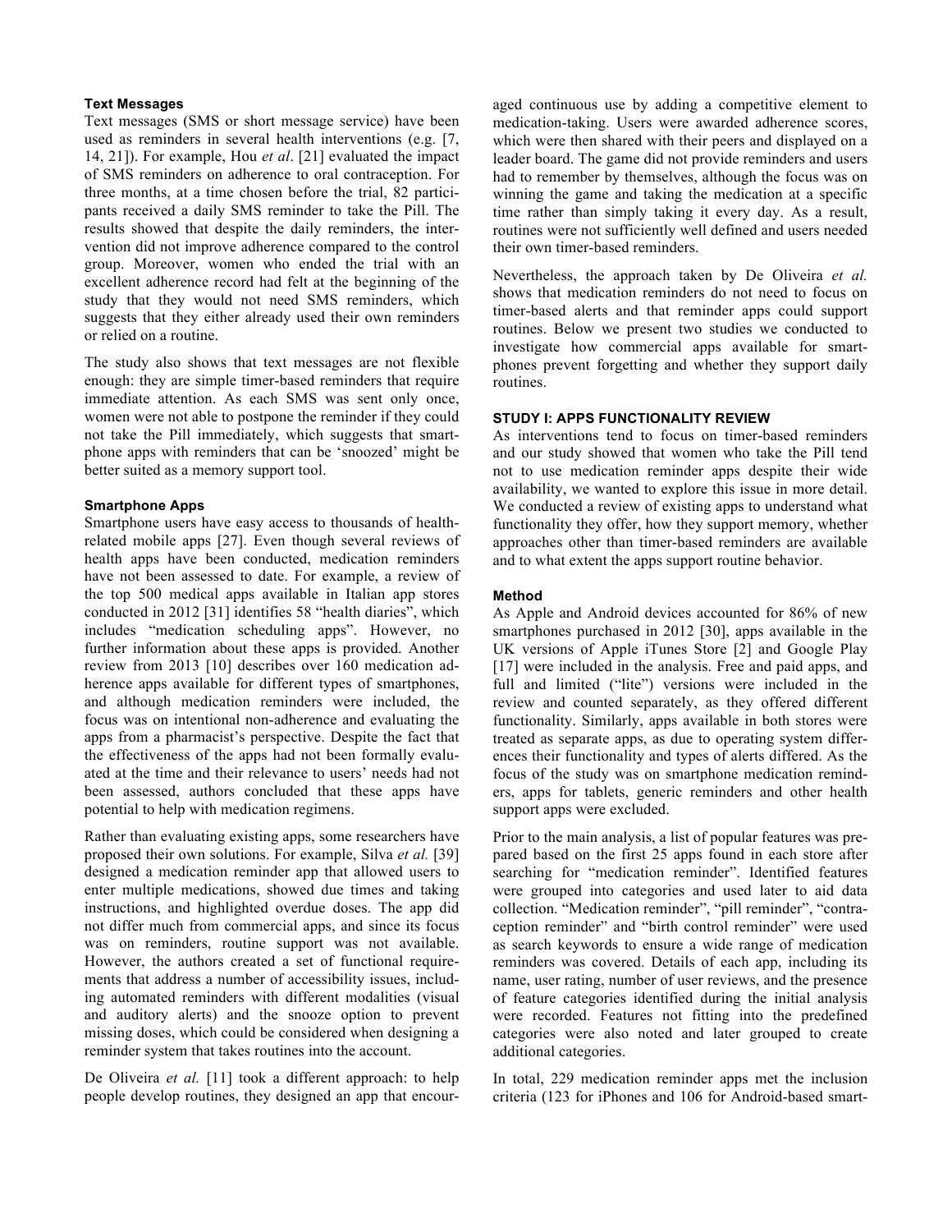### Text Messages

Text messages (SMS or short message service) have been used as reminders in several health interventions (e.g. [7, 14, 21]). For example, Hou *et al*. [21] evaluated the impact of SMS reminders on adherence to oral contraception. For three months, at a time chosen before the trial, 82 participants received a daily SMS reminder to take the Pill. The results showed that despite the daily reminders, the intervention did not improve adherence compared to the control group. Moreover, women who ended the trial with an excellent adherence record had felt at the beginning of the study that they would not need SMS reminders, which suggests that they either already used their own reminders or relied on a routine.

The study also shows that text messages are not flexible enough: they are simple timer-based reminders that require immediate attention. As each SMS was sent only once, women were not able to postpone the reminder if they could not take the Pill immediately, which suggests that smartphone apps with reminders that can be 'snoozed' might be better suited as a memory support tool.

### Smartphone Apps

Smartphone users have easy access to thousands of health-related mobile apps [27]. Even though several reviews of health apps have been conducted, medication reminders have not been assessed to date. For example, a review of the top 500 medical apps available in Italian app stores conducted in 2012 [31] identifies 58 "health diaries", which includes "medication scheduling apps". However, no further information about these apps is provided. Another review from 2013 [10] describes over 160 medication adherence apps available for different types of smartphones, and although medication reminders were included, the focus was on intentional non-adherence and evaluating the apps from a pharmacist's perspective. Despite the fact that the effectiveness of the apps had not been formally evaluated at the time and their relevance to users' needs had not been assessed, authors concluded that these apps have potential to help with medication regimens.

Rather than evaluating existing apps, some researchers have proposed their own solutions. For example, Silva *et al.* [39] designed a medication reminder app that allowed users to enter multiple medications, showed due times and taking instructions, and highlighted overdue doses. The app did not differ much from commercial apps, and since its focus was on reminders, routine support was not available. However, the authors created a set of functional requirements that address a number of accessibility issues, including automated reminders with different modalities (visual and auditory alerts) and the snooze option to prevent missing doses, which could be considered when designing a reminder system that takes routines into the account.

De Oliveira *et al.* [11] took a different approach: to help people develop routines, they designed an app that encouraged continuous use by adding a competitive element to medication-taking. Users were awarded adherence scores, which were then shared with their peers and displayed on a leader board. The game did not provide reminders and users had to remember by themselves, although the focus was on winning the game and taking the medication at a specific time rather than simply taking it every day. As a result, routines were not sufficiently well defined and users needed their own timer-based reminders.

Nevertheless, the approach taken by De Oliveira *et al.* shows that medication reminders do not need to focus on timer-based alerts and that reminder apps could support routines. Below we present two studies we conducted to investigate how commercial apps available for smartphones prevent forgetting and whether they support daily routines.

## STUDY I: APPS FUNCTIONALITY REVIEW

As interventions tend to focus on timer-based reminders and our study showed that women who take the Pill tend not to use medication reminder apps despite their wide availability, we wanted to explore this issue in more detail. We conducted a review of existing apps to understand what functionality they offer, how they support memory, whether approaches other than timer-based reminders are available and to what extent the apps support routine behavior.

### Method

As Apple and Android devices accounted for 86% of new smartphones purchased in 2012 [30], apps available in the UK versions of Apple iTunes Store [2] and Google Play [17] were included in the analysis. Free and paid apps, and full and limited ("lite") versions were included in the review and counted separately, as they offered different functionality. Similarly, apps available in both stores were treated as separate apps, as due to operating system differences their functionality and types of alerts differed. As the focus of the study was on smartphone medication reminders, apps for tablets, generic reminders and other health support apps were excluded.

Prior to the main analysis, a list of popular features was prepared based on the first 25 apps found in each store after searching for "medication reminder". Identified features were grouped into categories and used later to aid data collection. "Medication reminder", "pill reminder", "contraception reminder" and "birth control reminder" were used as search keywords to ensure a wide range of medication reminders was covered. Details of each app, including its name, user rating, number of user reviews, and the presence of feature categories identified during the initial analysis were recorded. Features not fitting into the predefined categories were also noted and later grouped to create additional categories.

In total, 229 medication reminder apps met the inclusion criteria (123 for iPhones and 106 for Android-based smart-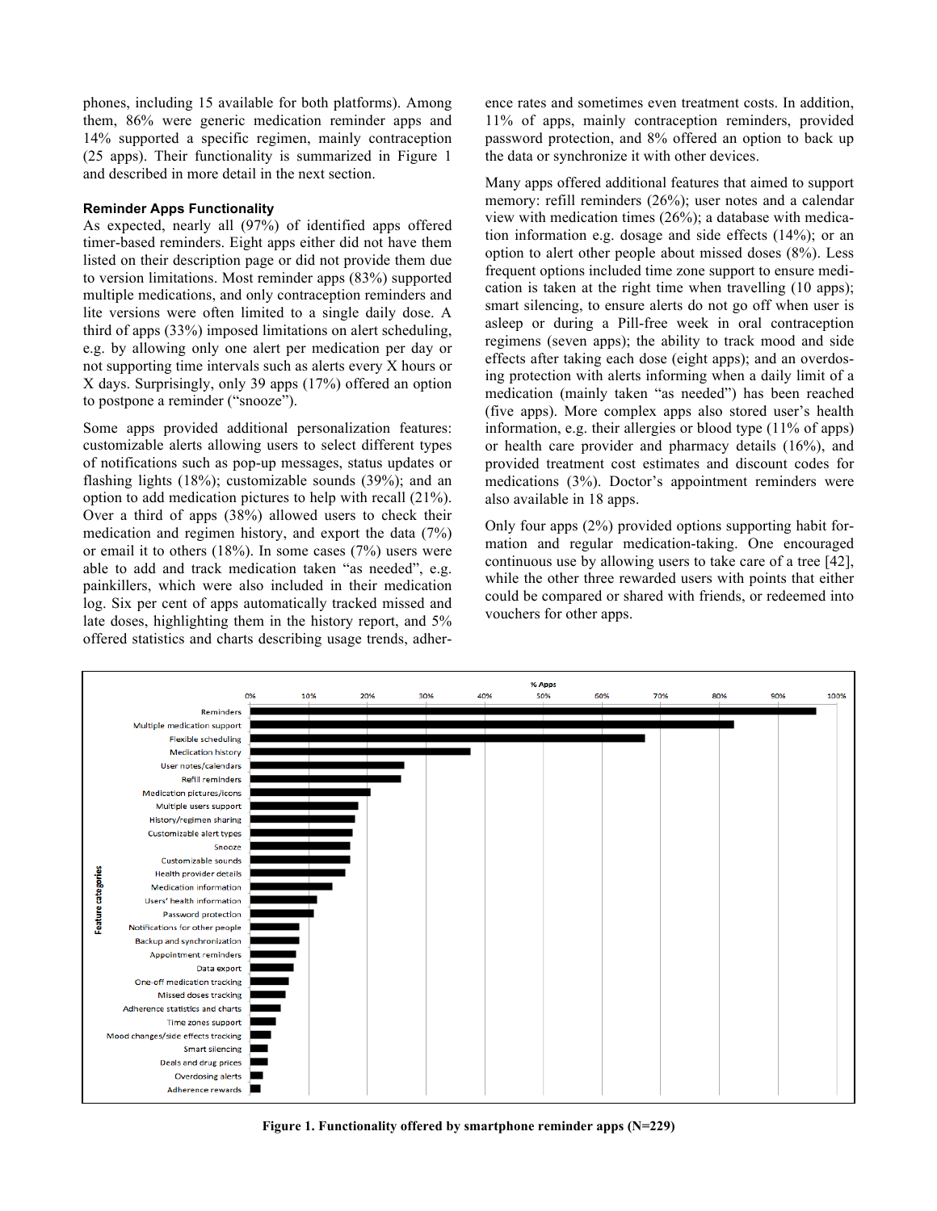phones, including 15 available for both platforms). Among them, 86% were generic medication reminder apps and 14% supported a specific regimen, mainly contraception (25 apps). Their functionality is summarized in Figure 1 and described in more detail in the next section.

### Reminder Apps Functionality

As expected, nearly all (97%) of identified apps offered timer-based reminders. Eight apps either did not have them listed on their description page or did not provide them due to version limitations. Most reminder apps (83%) supported multiple medications, and only contraception reminders and lite versions were often limited to a single daily dose. A third of apps (33%) imposed limitations on alert scheduling, e.g. by allowing only one alert per medication per day or not supporting time intervals such as alerts every X hours or X days. Surprisingly, only 39 apps (17%) offered an option to postpone a reminder ("snooze").

Some apps provided additional personalization features: customizable alerts allowing users to select different types of notifications such as pop-up messages, status updates or flashing lights (18%); customizable sounds (39%); and an option to add medication pictures to help with recall (21%). Over a third of apps (38%) allowed users to check their medication and regimen history, and export the data (7%) or email it to others (18%). In some cases (7%) users were able to add and track medication taken "as needed", e.g. painkillers, which were also included in their medication log. Six per cent of apps automatically tracked missed and late doses, highlighting them in the history report, and 5% offered statistics and charts describing usage trends, adherence rates and sometimes even treatment costs. In addition, 11% of apps, mainly contraception reminders, provided password protection, and 8% offered an option to back up the data or synchronize it with other devices.

Many apps offered additional features that aimed to support memory: refill reminders (26%); user notes and a calendar view with medication times (26%); a database with medication information e.g. dosage and side effects (14%); or an option to alert other people about missed doses (8%). Less frequent options included time zone support to ensure medication is taken at the right time when travelling (10 apps); smart silencing, to ensure alerts do not go off when user is asleep or during a Pill-free week in oral contraception regimens (seven apps); the ability to track mood and side effects after taking each dose (eight apps); and an overdosing protection with alerts informing when a daily limit of a medication (mainly taken "as needed") has been reached (five apps). More complex apps also stored user's health information, e.g. their allergies or blood type (11% of apps) or health care provider and pharmacy details (16%), and provided treatment cost estimates and discount codes for medications (3%). Doctor's appointment reminders were also available in 18 apps.

Only four apps (2%) provided options supporting habit formation and regular medication-taking. One encouraged continuous use by allowing users to take care of a tree [42], while the other three rewarded users with points that either could be compared or shared with friends, or redeemed into vouchers for other apps.

**Figure 1. Functionality offered by smartphone reminder apps (N=229)**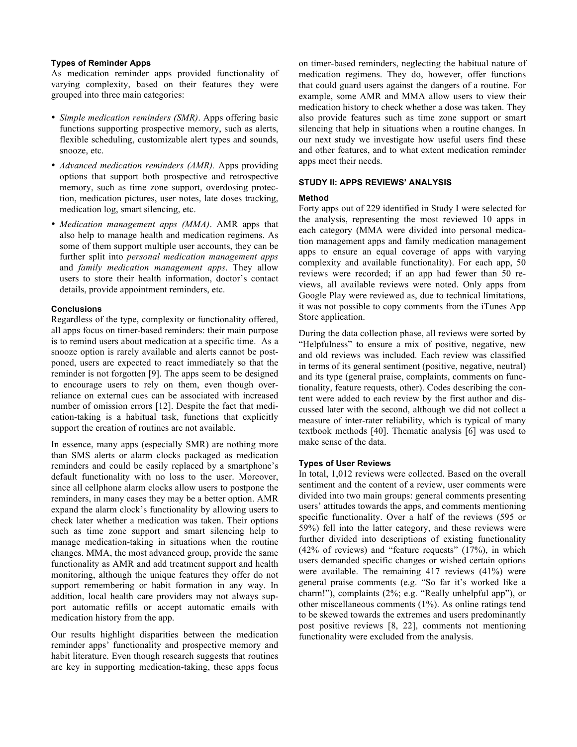### Types of Reminder Apps

As medication reminder apps provided functionality of varying complexity, based on their features they were grouped into three main categories:

- *Simple medication reminders (SMR)*. Apps offering basic functions supporting prospective memory, such as alerts, flexible scheduling, customizable alert types and sounds, snooze, etc.
- *Advanced medication reminders (AMR).* Apps providing options that support both prospective and retrospective memory, such as time zone support, overdosing protection, medication pictures, user notes, late doses tracking, medication log, smart silencing, etc.
- *Medication management apps (MMA)*. AMR apps that also help to manage health and medication regimens. As some of them support multiple user accounts, they can be further split into *personal medication management apps* and *family medication management apps*. They allow users to store their health information, doctor's contact details, provide appointment reminders, etc.

### Conclusions

Regardless of the type, complexity or functionality offered, all apps focus on timer-based reminders: their main purpose is to remind users about medication at a specific time. As a snooze option is rarely available and alerts cannot be postponed, users are expected to react immediately so that the reminder is not forgotten [9]. The apps seem to be designed to encourage users to rely on them, even though over-reliance on external cues can be associated with increased number of omission errors [12]. Despite the fact that medication-taking is a habitual task, functions that explicitly support the creation of routines are not available.

In essence, many apps (especially SMR) are nothing more than SMS alerts or alarm clocks packaged as medication reminders and could be easily replaced by a smartphone's default functionality with no loss to the user. Moreover, since all cellphone alarm clocks allow users to postpone the reminders, in many cases they may be a better option. AMR expand the alarm clock's functionality by allowing users to check later whether a medication was taken. Their options such as time zone support and smart silencing help to manage medication-taking in situations when the routine changes. MMA, the most advanced group, provide the same functionality as AMR and add treatment support and health monitoring, although the unique features they offer do not support remembering or habit formation in any way. In addition, local health care providers may not always support automatic refills or accept automatic emails with medication history from the app.

Our results highlight disparities between the medication reminder apps' functionality and prospective memory and habit literature. Even though research suggests that routines are key in supporting medication-taking, these apps focus on timer-based reminders, neglecting the habitual nature of medication regimens. They do, however, offer functions that could guard users against the dangers of a routine. For example, some AMR and MMA allow users to view their medication history to check whether a dose was taken. They also provide features such as time zone support or smart silencing that help in situations when a routine changes. In our next study we investigate how useful users find these and other features, and to what extent medication reminder apps meet their needs.

## STUDY II: APPS REVIEWS' ANALYSIS

### Method

Forty apps out of 229 identified in Study I were selected for the analysis, representing the most reviewed 10 apps in each category (MMA were divided into personal medication management apps and family medication management apps to ensure an equal coverage of apps with varying complexity and available functionality). For each app, 50 reviews were recorded; if an app had fewer than 50 reviews, all available reviews were noted. Only apps from Google Play were reviewed as, due to technical limitations, it was not possible to copy comments from the iTunes App Store application.

During the data collection phase, all reviews were sorted by "Helpfulness" to ensure a mix of positive, negative, new and old reviews was included. Each review was classified in terms of its general sentiment (positive, negative, neutral) and its type (general praise, complaints, comments on functionality, feature requests, other). Codes describing the content were added to each review by the first author and discussed later with the second, although we did not collect a measure of inter-rater reliability, which is typical of many textbook methods [40]. Thematic analysis [6] was used to make sense of the data.

### Types of User Reviews

In total, 1,012 reviews were collected. Based on the overall sentiment and the content of a review, user comments were divided into two main groups: general comments presenting users' attitudes towards the apps, and comments mentioning specific functionality. Over a half of the reviews (595 or 59%) fell into the latter category, and these reviews were further divided into descriptions of existing functionality (42% of reviews) and "feature requests" (17%), in which users demanded specific changes or wished certain options were available. The remaining 417 reviews (41%) were general praise comments (e.g. "So far it's worked like a charm!"), complaints (2%; e.g. "Really unhelpful app"), or other miscellaneous comments (1%). As online ratings tend to be skewed towards the extremes and users predominantly post positive reviews [8, 22], comments not mentioning functionality were excluded from the analysis.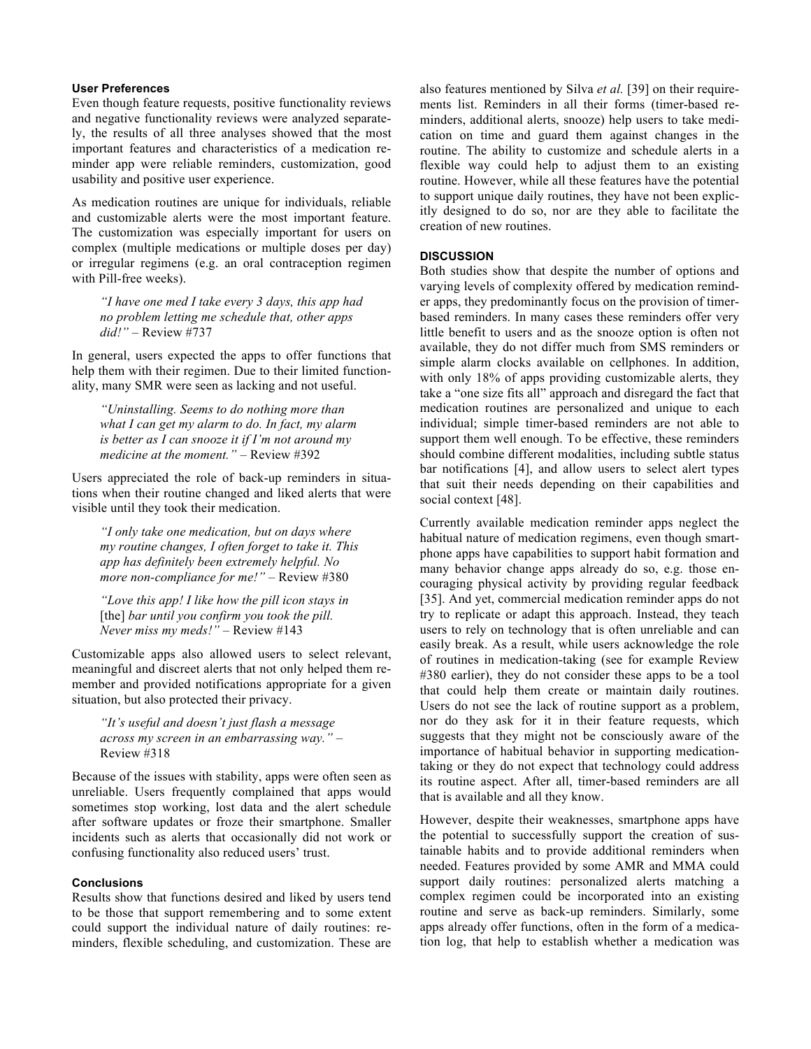### User Preferences

Even though feature requests, positive functionality reviews and negative functionality reviews were analyzed separately, the results of all three analyses showed that the most important features and characteristics of a medication reminder app were reliable reminders, customization, good usability and positive user experience.

As medication routines are unique for individuals, reliable and customizable alerts were the most important feature. The customization was especially important for users on complex (multiple medications or multiple doses per day) or irregular regimens (e.g. an oral contraception regimen with Pill-free weeks).

> *"I have one med I take every 3 days, this app had no problem letting me schedule that, other apps did!"* – Review #737

In general, users expected the apps to offer functions that help them with their regimen. Due to their limited functionality, many SMR were seen as lacking and not useful.

> *"Uninstalling. Seems to do nothing more than what I can get my alarm to do. In fact, my alarm is better as I can snooze it if I'm not around my medicine at the moment."* – Review #392

Users appreciated the role of back-up reminders in situations when their routine changed and liked alerts that were visible until they took their medication.

> *"I only take one medication, but on days where my routine changes, I often forget to take it. This app has definitely been extremely helpful. No more non-compliance for me!"* – Review #380

> *"Love this app! I like how the pill icon stays in* [the] *bar until you confirm you took the pill. Never miss my meds!"* – Review #143

Customizable apps also allowed users to select relevant, meaningful and discreet alerts that not only helped them remember and provided notifications appropriate for a given situation, but also protected their privacy.

> *"It's useful and doesn't just flash a message across my screen in an embarrassing way."* – Review #318

Because of the issues with stability, apps were often seen as unreliable. Users frequently complained that apps would sometimes stop working, lost data and the alert schedule after software updates or froze their smartphone. Smaller incidents such as alerts that occasionally did not work or confusing functionality also reduced users' trust.

### Conclusions

Results show that functions desired and liked by users tend to be those that support remembering and to some extent could support the individual nature of daily routines: reminders, flexible scheduling, and customization. These are also features mentioned by Silva *et al.* [39] on their requirements list. Reminders in all their forms (timer-based reminders, additional alerts, snooze) help users to take medication on time and guard them against changes in the routine. The ability to customize and schedule alerts in a flexible way could help to adjust them to an existing routine. However, while all these features have the potential to support unique daily routines, they have not been explicitly designed to do so, nor are they able to facilitate the creation of new routines.

## DISCUSSION

Both studies show that despite the number of options and varying levels of complexity offered by medication reminder apps, they predominantly focus on the provision of timer-based reminders. In many cases these reminders offer very little benefit to users and as the snooze option is often not available, they do not differ much from SMS reminders or simple alarm clocks available on cellphones. In addition, with only 18% of apps providing customizable alerts, they take a "one size fits all" approach and disregard the fact that medication routines are personalized and unique to each individual; simple timer-based reminders are not able to support them well enough. To be effective, these reminders should combine different modalities, including subtle status bar notifications [4], and allow users to select alert types that suit their needs depending on their capabilities and social context [48].

Currently available medication reminder apps neglect the habitual nature of medication regimens, even though smartphone apps have capabilities to support habit formation and many behavior change apps already do so, e.g. those encouraging physical activity by providing regular feedback [35]. And yet, commercial medication reminder apps do not try to replicate or adapt this approach. Instead, they teach users to rely on technology that is often unreliable and can easily break. As a result, while users acknowledge the role of routines in medication-taking (see for example Review #380 earlier), they do not consider these apps to be a tool that could help them create or maintain daily routines. Users do not see the lack of routine support as a problem, nor do they ask for it in their feature requests, which suggests that they might not be consciously aware of the importance of habitual behavior in supporting medication-taking or they do not expect that technology could address its routine aspect. After all, timer-based reminders are all that is available and all they know.

However, despite their weaknesses, smartphone apps have the potential to successfully support the creation of sustainable habits and to provide additional reminders when needed. Features provided by some AMR and MMA could support daily routines: personalized alerts matching a complex regimen could be incorporated into an existing routine and serve as back-up reminders. Similarly, some apps already offer functions, often in the form of a medication log, that help to establish whether a medication was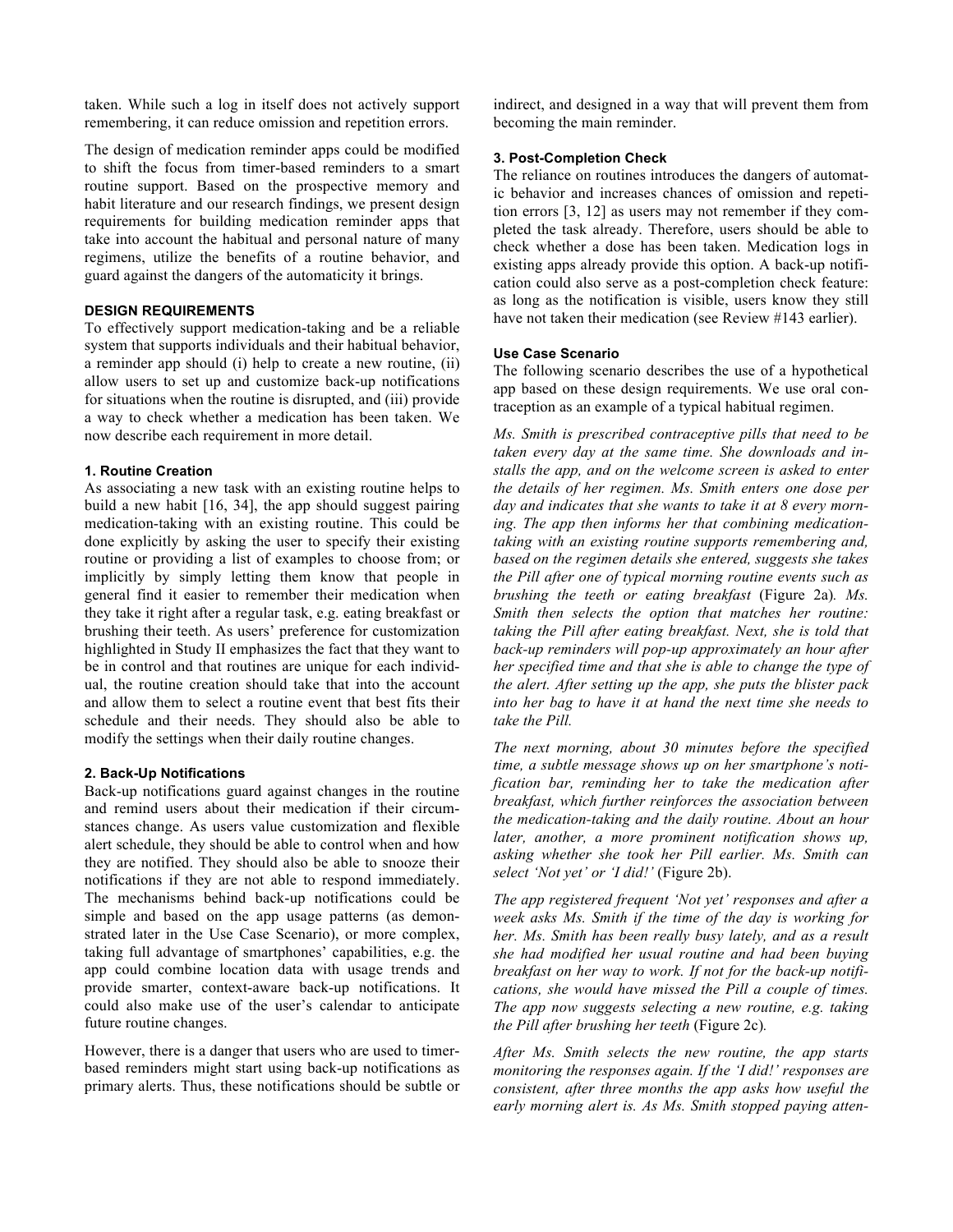taken. While such a log in itself does not actively support remembering, it can reduce omission and repetition errors.

The design of medication reminder apps could be modified to shift the focus from timer-based reminders to a smart routine support. Based on the prospective memory and habit literature and our research findings, we present design requirements for building medication reminder apps that take into account the habitual and personal nature of many regimens, utilize the benefits of a routine behavior, and guard against the dangers of the automaticity it brings.

### DESIGN REQUIREMENTS

To effectively support medication-taking and be a reliable system that supports individuals and their habitual behavior, a reminder app should (i) help to create a new routine, (ii) allow users to set up and customize back-up notifications for situations when the routine is disrupted, and (iii) provide a way to check whether a medication has been taken. We now describe each requirement in more detail.

#### 1. Routine Creation

As associating a new task with an existing routine helps to build a new habit [16, 34], the app should suggest pairing medication-taking with an existing routine. This could be done explicitly by asking the user to specify their existing routine or providing a list of examples to choose from; or implicitly by simply letting them know that people in general find it easier to remember their medication when they take it right after a regular task, e.g. eating breakfast or brushing their teeth. As users' preference for customization highlighted in Study II emphasizes the fact that they want to be in control and that routines are unique for each individual, the routine creation should take that into the account and allow them to select a routine event that best fits their schedule and their needs. They should also be able to modify the settings when their daily routine changes.

#### 2. Back-Up Notifications

Back-up notifications guard against changes in the routine and remind users about their medication if their circumstances change. As users value customization and flexible alert schedule, they should be able to control when and how they are notified. They should also be able to snooze their notifications if they are not able to respond immediately. The mechanisms behind back-up notifications could be simple and based on the app usage patterns (as demonstrated later in the Use Case Scenario), or more complex, taking full advantage of smartphones' capabilities, e.g. the app could combine location data with usage trends and provide smarter, context-aware back-up notifications. It could also make use of the user's calendar to anticipate future routine changes.

However, there is a danger that users who are used to timer-based reminders might start using back-up notifications as primary alerts. Thus, these notifications should be subtle or indirect, and designed in a way that will prevent them from becoming the main reminder.

#### 3. Post-Completion Check

The reliance on routines introduces the dangers of automatic behavior and increases chances of omission and repetition errors [3, 12] as users may not remember if they completed the task already. Therefore, users should be able to check whether a dose has been taken. Medication logs in existing apps already provide this option. A back-up notification could also serve as a post-completion check feature: as long as the notification is visible, users know they still have not taken their medication (see Review #143 earlier).

#### Use Case Scenario

The following scenario describes the use of a hypothetical app based on these design requirements. We use oral contraception as an example of a typical habitual regimen.

*Ms. Smith is prescribed contraceptive pills that need to be taken every day at the same time. She downloads and installs the app, and on the welcome screen is asked to enter the details of her regimen. Ms. Smith enters one dose per day and indicates that she wants to take it at 8 every morning. The app then informs her that combining medication-taking with an existing routine supports remembering and, based on the regimen details she entered, suggests she takes the Pill after one of typical morning routine events such as brushing the teeth or eating breakfast* (Figure 2a)*. Ms. Smith then selects the option that matches her routine: taking the Pill after eating breakfast. Next, she is told that back-up reminders will pop-up approximately an hour after her specified time and that she is able to change the type of the alert. After setting up the app, she puts the blister pack into her bag to have it at hand the next time she needs to take the Pill.*

*The next morning, about 30 minutes before the specified time, a subtle message shows up on her smartphone's notification bar, reminding her to take the medication after breakfast, which further reinforces the association between the medication-taking and the daily routine. About an hour later, another, a more prominent notification shows up, asking whether she took her Pill earlier. Ms. Smith can select 'Not yet' or 'I did!'* (Figure 2b).

*The app registered frequent 'Not yet' responses and after a week asks Ms. Smith if the time of the day is working for her. Ms. Smith has been really busy lately, and as a result she had modified her usual routine and had been buying breakfast on her way to work. If not for the back-up notifications, she would have missed the Pill a couple of times. The app now suggests selecting a new routine, e.g. taking the Pill after brushing her teeth* (Figure 2c)*.*

*After Ms. Smith selects the new routine, the app starts monitoring the responses again. If the 'I did!' responses are consistent, after three months the app asks how useful the early morning alert is. As Ms. Smith stopped paying atten-*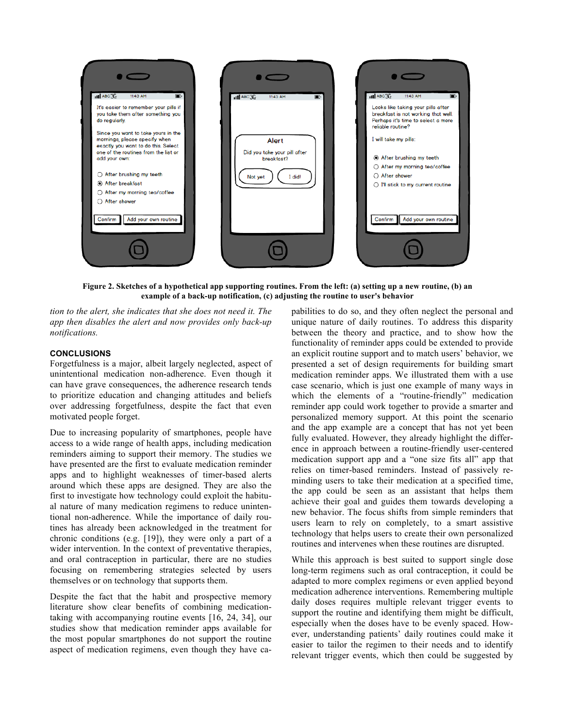**Figure 2. Sketches of a hypothetical app supporting routines. From the left: (a) setting up a new routine, (b) an example of a back-up notification, (c) adjusting the routine to user's behavior**

*tion to the alert, she indicates that she does not need it. The app then disables the alert and now provides only back-up notifications.*

## CONCLUSIONS

Forgetfulness is a major, albeit largely neglected, aspect of unintentional medication non-adherence. Even though it can have grave consequences, the adherence research tends to prioritize education and changing attitudes and beliefs over addressing forgetfulness, despite the fact that even motivated people forget.

Due to increasing popularity of smartphones, people have access to a wide range of health apps, including medication reminders aiming to support their memory. The studies we have presented are the first to evaluate medication reminder apps and to highlight weaknesses of timer-based alerts around which these apps are designed. They are also the first to investigate how technology could exploit the habitual nature of many medication regimens to reduce unintentional non-adherence. While the importance of daily routines has already been acknowledged in the treatment for chronic conditions (e.g. [19]), they were only a part of a wider intervention. In the context of preventative therapies, and oral contraception in particular, there are no studies focusing on remembering strategies selected by users themselves or on technology that supports them.

Despite the fact that the habit and prospective memory literature show clear benefits of combining medication-taking with accompanying routine events [16, 24, 34], our studies show that medication reminder apps available for the most popular smartphones do not support the routine aspect of medication regimens, even though they have capabilities to do so, and they often neglect the personal and unique nature of daily routines. To address this disparity between the theory and practice, and to show how the functionality of reminder apps could be extended to provide an explicit routine support and to match users' behavior, we presented a set of design requirements for building smart medication reminder apps. We illustrated them with a use case scenario, which is just one example of many ways in which the elements of a "routine-friendly" medication reminder app could work together to provide a smarter and personalized memory support. At this point the scenario and the app example are a concept that has not yet been fully evaluated. However, they already highlight the difference in approach between a routine-friendly user-centered medication support app and a "one size fits all" app that relies on timer-based reminders. Instead of passively reminding users to take their medication at a specified time, the app could be seen as an assistant that helps them achieve their goal and guides them towards developing a new behavior. The focus shifts from simple reminders that users learn to rely on completely, to a smart assistive technology that helps users to create their own personalized routines and intervenes when these routines are disrupted.

While this approach is best suited to support single dose long-term regimens such as oral contraception, it could be adapted to more complex regimens or even applied beyond medication adherence interventions. Remembering multiple daily doses requires multiple relevant trigger events to support the routine and identifying them might be difficult, especially when the doses have to be evenly spaced. However, understanding patients' daily routines could make it easier to tailor the regimen to their needs and to identify relevant trigger events, which then could be suggested by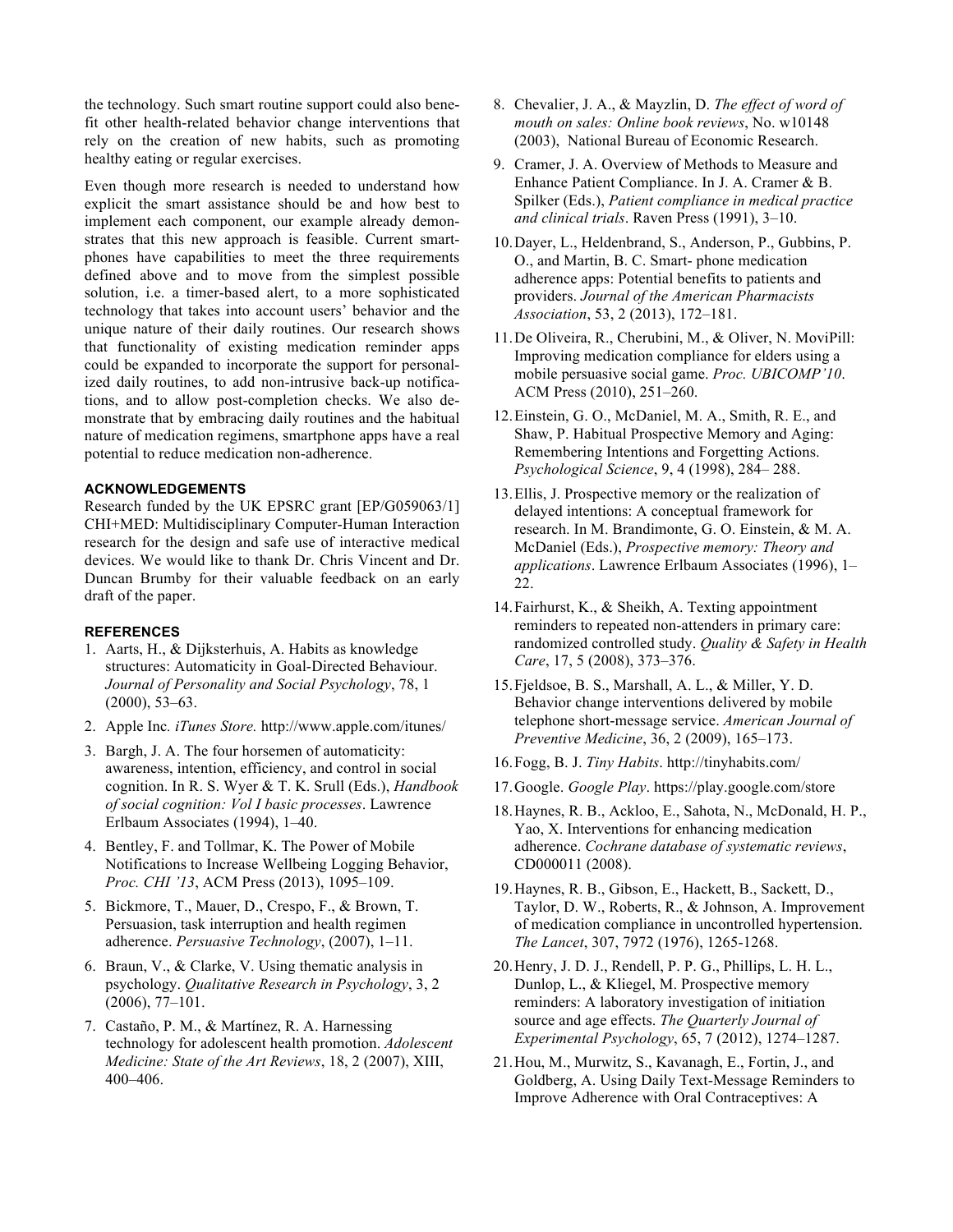the technology. Such smart routine support could also benefit other health-related behavior change interventions that rely on the creation of new habits, such as promoting healthy eating or regular exercises.

Even though more research is needed to understand how explicit the smart assistance should be and how best to implement each component, our example already demonstrates that this new approach is feasible. Current smartphones have capabilities to meet the three requirements defined above and to move from the simplest possible solution, i.e. a timer-based alert, to a more sophisticated technology that takes into account users' behavior and the unique nature of their daily routines. Our research shows that functionality of existing medication reminder apps could be expanded to incorporate the support for personalized daily routines, to add non-intrusive back-up notifications, and to allow post-completion checks. We also demonstrate that by embracing daily routines and the habitual nature of medication regimens, smartphone apps have a real potential to reduce medication non-adherence.

## ACKNOWLEDGEMENTS

Research funded by the UK EPSRC grant [EP/G059063/1] CHI+MED: Multidisciplinary Computer-Human Interaction research for the design and safe use of interactive medical devices. We would like to thank Dr. Chris Vincent and Dr. Duncan Brumby for their valuable feedback on an early draft of the paper.

## REFERENCES

1. Aarts, H., & Dijksterhuis, A. Habits as knowledge structures: Automaticity in Goal-Directed Behaviour. *Journal of Personality and Social Psychology*, 78, 1 (2000), 53–63.
2. Apple Inc. *iTunes Store.* http://www.apple.com/itunes/
3. Bargh, J. A. The four horsemen of automaticity: awareness, intention, efficiency, and control in social cognition. In R. S. Wyer & T. K. Srull (Eds.), *Handbook of social cognition: Vol I basic processes*. Lawrence Erlbaum Associates (1994), 1–40.
4. Bentley, F. and Tollmar, K. The Power of Mobile Notifications to Increase Wellbeing Logging Behavior, *Proc. CHI '13*, ACM Press (2013), 1095–109.
5. Bickmore, T., Mauer, D., Crespo, F., & Brown, T. Persuasion, task interruption and health regimen adherence. *Persuasive Technology*, (2007), 1–11.
6. Braun, V., & Clarke, V. Using thematic analysis in psychology. *Qualitative Research in Psychology*, 3, 2 (2006), 77–101.
7. Castaño, P. M., & Martínez, R. A. Harnessing technology for adolescent health promotion. *Adolescent Medicine: State of the Art Reviews*, 18, 2 (2007), XIII, 400–406.
8. Chevalier, J. A., & Mayzlin, D. *The effect of word of mouth on sales: Online book reviews*, No. w10148 (2003), National Bureau of Economic Research.
9. Cramer, J. A. Overview of Methods to Measure and Enhance Patient Compliance. In J. A. Cramer & B. Spilker (Eds.), *Patient compliance in medical practice and clinical trials*. Raven Press (1991), 3–10.
10. Dayer, L., Heldenbrand, S., Anderson, P., Gubbins, P. O., and Martin, B. C. Smart- phone medication adherence apps: Potential benefits to patients and providers. *Journal of the American Pharmacists Association*, 53, 2 (2013), 172–181.
11. De Oliveira, R., Cherubini, M., & Oliver, N. MoviPill: Improving medication compliance for elders using a mobile persuasive social game. *Proc. UBICOMP'10*. ACM Press (2010), 251–260.
12. Einstein, G. O., McDaniel, M. A., Smith, R. E., and Shaw, P. Habitual Prospective Memory and Aging: Remembering Intentions and Forgetting Actions. *Psychological Science*, 9, 4 (1998), 284– 288.
13. Ellis, J. Prospective memory or the realization of delayed intentions: A conceptual framework for research. In M. Brandimonte, G. O. Einstein, & M. A. McDaniel (Eds.), *Prospective memory: Theory and applications*. Lawrence Erlbaum Associates (1996), 1–22.
14. Fairhurst, K., & Sheikh, A. Texting appointment reminders to repeated non-attenders in primary care: randomized controlled study. *Quality & Safety in Health Care*, 17, 5 (2008), 373–376.
15. Fjeldsoe, B. S., Marshall, A. L., & Miller, Y. D. Behavior change interventions delivered by mobile telephone short-message service. *American Journal of Preventive Medicine*, 36, 2 (2009), 165–173.
16. Fogg, B. J. *Tiny Habits*. http://tinyhabits.com/
17. Google. *Google Play*. https://play.google.com/store
18. Haynes, R. B., Ackloo, E., Sahota, N., McDonald, H. P., Yao, X. Interventions for enhancing medication adherence. *Cochrane database of systematic reviews*, CD000011 (2008).
19. Haynes, R. B., Gibson, E., Hackett, B., Sackett, D., Taylor, D. W., Roberts, R., & Johnson, A. Improvement of medication compliance in uncontrolled hypertension. *The Lancet*, 307, 7972 (1976), 1265-1268.
20. Henry, J. D. J., Rendell, P. P. G., Phillips, L. H. L., Dunlop, L., & Kliegel, M. Prospective memory reminders: A laboratory investigation of initiation source and age effects. *The Quarterly Journal of Experimental Psychology*, 65, 7 (2012), 1274–1287.
21. Hou, M., Murwitz, S., Kavanagh, E., Fortin, J., and Goldberg, A. Using Daily Text-Message Reminders to Improve Adherence with Oral Contraceptives: A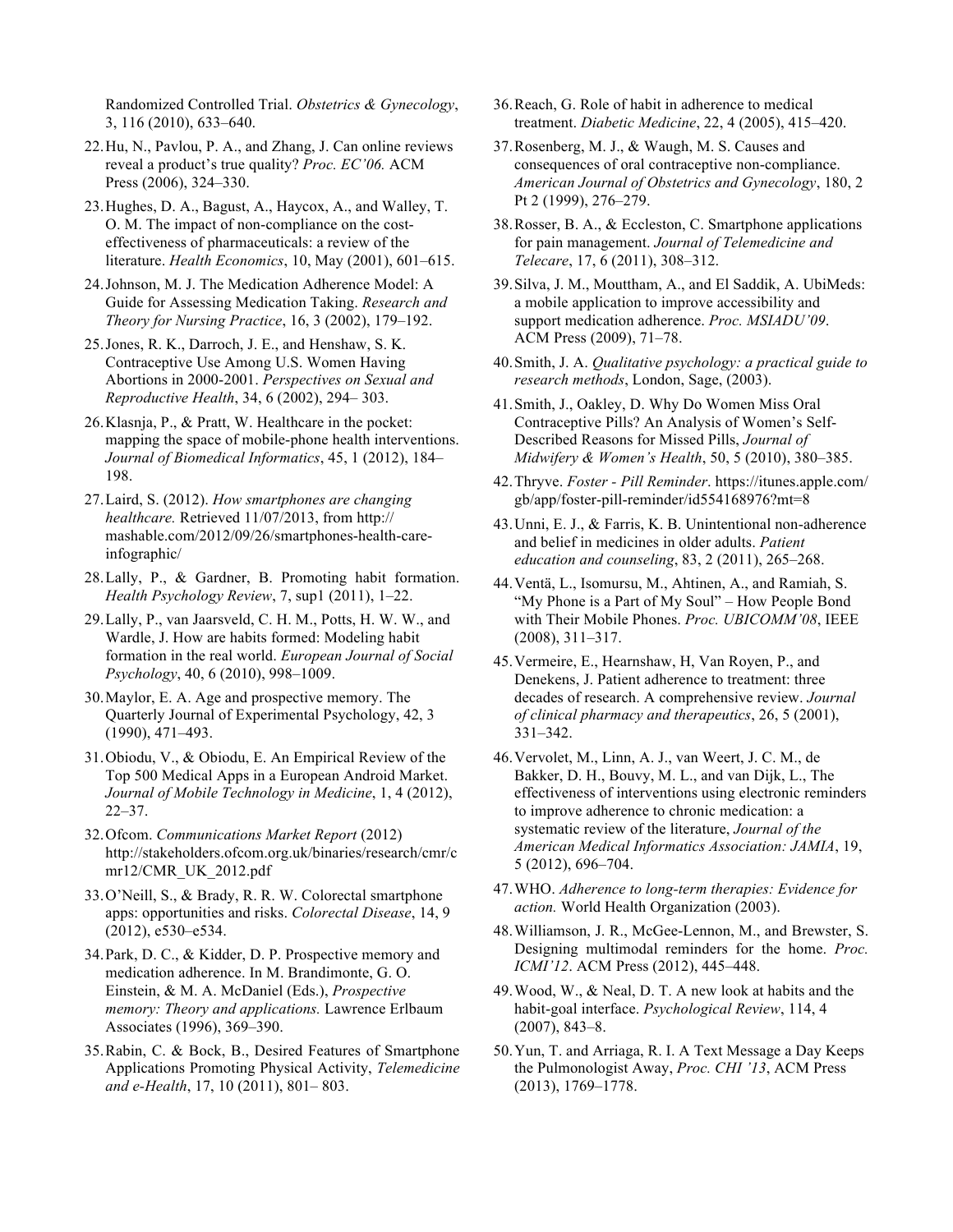Randomized Controlled Trial. *Obstetrics & Gynecology*, 3, 116 (2010), 633–640.

22. Hu, N., Pavlou, P. A., and Zhang, J. Can online reviews reveal a product's true quality? *Proc. EC'06.* ACM Press (2006), 324–330.

23. Hughes, D. A., Bagust, A., Haycox, A., and Walley, T. O. M. The impact of non-compliance on the cost-effectiveness of pharmaceuticals: a review of the literature. *Health Economics*, 10, May (2001), 601–615.

24. Johnson, M. J. The Medication Adherence Model: A Guide for Assessing Medication Taking. *Research and Theory for Nursing Practice*, 16, 3 (2002), 179–192.

25. Jones, R. K., Darroch, J. E., and Henshaw, S. K. Contraceptive Use Among U.S. Women Having Abortions in 2000-2001. *Perspectives on Sexual and Reproductive Health*, 34, 6 (2002), 294– 303.

26. Klasnja, P., & Pratt, W. Healthcare in the pocket: mapping the space of mobile-phone health interventions. *Journal of Biomedical Informatics*, 45, 1 (2012), 184–198.

27. Laird, S. (2012). *How smartphones are changing healthcare.* Retrieved 11/07/2013, from http://mashable.com/2012/09/26/smartphones-health-care-infographic/

28. Lally, P., & Gardner, B. Promoting habit formation. *Health Psychology Review*, 7, sup1 (2011), 1–22.

29. Lally, P., van Jaarsveld, C. H. M., Potts, H. W. W., and Wardle, J. How are habits formed: Modeling habit formation in the real world. *European Journal of Social Psychology*, 40, 6 (2010), 998–1009.

30. Maylor, E. A. Age and prospective memory. The Quarterly Journal of Experimental Psychology, 42, 3 (1990), 471–493.

31. Obiodu, V., & Obiodu, E. An Empirical Review of the Top 500 Medical Apps in a European Android Market. *Journal of Mobile Technology in Medicine*, 1, 4 (2012), 22–37.

32. Ofcom. *Communications Market Report* (2012) http://stakeholders.ofcom.org.uk/binaries/research/cmr/cmr12/CMR_UK_2012.pdf

33. O'Neill, S., & Brady, R. R. W. Colorectal smartphone apps: opportunities and risks. *Colorectal Disease*, 14, 9 (2012), e530–e534.

34. Park, D. C., & Kidder, D. P. Prospective memory and medication adherence. In M. Brandimonte, G. O. Einstein, & M. A. McDaniel (Eds.), *Prospective memory: Theory and applications.* Lawrence Erlbaum Associates (1996), 369–390.

35. Rabin, C. & Bock, B., Desired Features of Smartphone Applications Promoting Physical Activity, *Telemedicine and e-Health*, 17, 10 (2011), 801– 803.

36. Reach, G. Role of habit in adherence to medical treatment. *Diabetic Medicine*, 22, 4 (2005), 415–420.

37. Rosenberg, M. J., & Waugh, M. S. Causes and consequences of oral contraceptive non-compliance. *American Journal of Obstetrics and Gynecology*, 180, 2 Pt 2 (1999), 276–279.

38. Rosser, B. A., & Eccleston, C. Smartphone applications for pain management. *Journal of Telemedicine and Telecare*, 17, 6 (2011), 308–312.

39. Silva, J. M., Mouttham, A., and El Saddik, A. UbiMeds: a mobile application to improve accessibility and support medication adherence. *Proc. MSIADU'09*. ACM Press (2009), 71–78.

40. Smith, J. A. *Qualitative psychology: a practical guide to research methods*, London, Sage, (2003).

41. Smith, J., Oakley, D. Why Do Women Miss Oral Contraceptive Pills? An Analysis of Women's Self-Described Reasons for Missed Pills, *Journal of Midwifery & Women's Health*, 50, 5 (2010), 380–385.

42. Thryve. *Foster - Pill Reminder*. https://itunes.apple.com/gb/app/foster-pill-reminder/id554168976?mt=8

43. Unni, E. J., & Farris, K. B. Unintentional non-adherence and belief in medicines in older adults. *Patient education and counseling*, 83, 2 (2011), 265–268.

44. Ventä, L., Isomursu, M., Ahtinen, A., and Ramiah, S. "My Phone is a Part of My Soul" – How People Bond with Their Mobile Phones. *Proc. UBICOMM'08*, IEEE (2008), 311–317.

45. Vermeire, E., Hearnshaw, H, Van Royen, P., and Denekens, J. Patient adherence to treatment: three decades of research. A comprehensive review. *Journal of clinical pharmacy and therapeutics*, 26, 5 (2001), 331–342.

46. Vervolet, M., Linn, A. J., van Weert, J. C. M., de Bakker, D. H., Bouvy, M. L., and van Dijk, L., The effectiveness of interventions using electronic reminders to improve adherence to chronic medication: a systematic review of the literature, *Journal of the American Medical Informatics Association: JAMIA*, 19, 5 (2012), 696–704.

47. WHO. *Adherence to long-term therapies: Evidence for action.* World Health Organization (2003).

48. Williamson, J. R., McGee-Lennon, M., and Brewster, S. Designing multimodal reminders for the home. *Proc. ICMI'12*. ACM Press (2012), 445–448.

49. Wood, W., & Neal, D. T. A new look at habits and the habit-goal interface. *Psychological Review*, 114, 4 (2007), 843–8.

50. Yun, T. and Arriaga, R. I. A Text Message a Day Keeps the Pulmonologist Away, *Proc. CHI '13*, ACM Press (2013), 1769–1778.